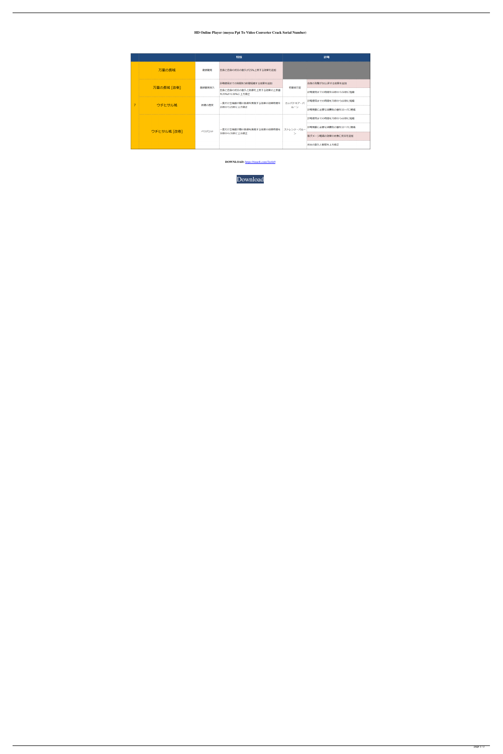**HD Online Player (moyea Ppt To Video Converter Crack Serial Number)**

| | | 特技 | | 計略 | |
|---|---|---|---|---|---|
| 7 | 万里の長城 | 堅牢堅固 | 自身と自身の伏兵の耐久が25%上昇する効果を追加 | | |
| | 万里の長城［改壱］ | 堅牢堅固永久 | 計略使用までの時間を5秒短縮する効果を追加 | 堅固鉄壁 | 自身の攻撃が5%上昇する効果を追加 |
| | | | 自身と自身の伏兵の耐久と防御を上昇する効果の上昇量を25%から30%に上方修正 | | 計略使用までの時間を60秒から50秒に短縮 |
| | ウチヒサル城 | 岩窟の砦攻 | 一度だけ全城娘が敵の魔攻を無効化する効果持続時間を20秒から25秒に上方修正 | カッパドキア・バルーン | 計略使用までの時間を70秒から60秒に短縮 |
| | | | | | 計略発動に必要な気の値を10→7に軽減 |
| | ウチヒサル城［改壱］ | ペリバジャ | 一度だけ全城娘が敵の魔攻を無効化する効果持続時間を30秒から35秒に上方修正 | ストレンジ・バルーン | 計略使用までの時間を70秒から60秒に短縮 |
| | | | | | 計略発動に必要な気の値を10→7に軽減 |
| | | | | | 被ダメージ軽減の効果の対象に伏兵を追加 |
| | | | | | 伏兵の耐久と射程を上方修正 |

**DOWNLOAD:** https://tinurli.com/2iu4e9

Download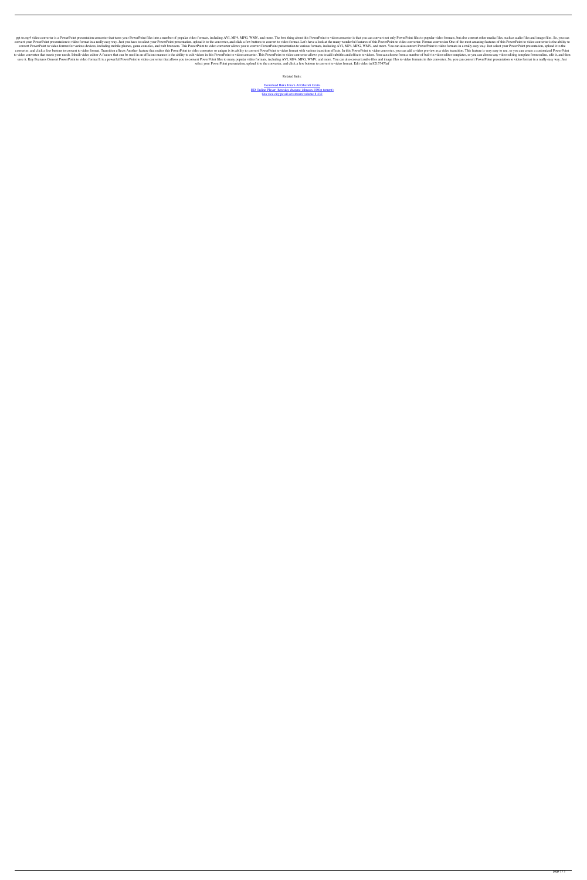ppt to.mp4 video converter is a PowerPoint presentation converter that turns your PowerPoint files into a number of popular video formats, including AVI, MP4, MPG, WMV, and more. The best thing about this PowerPoint to video converter is that you can convert not only PowerPoint files to popular video formats, but also convert other media files, such as audio files and image files. So, you can convert your PowerPoint presentation to video format in a really easy way. Just you have to select your PowerPoint presentation, upload it to the converter, and click a few buttons to convert to video format. Let's have a look at the many wonderful features of this PowerPoint to video converter. Format conversion One of the most amazing features of this PowerPoint to video converter is the ability to convert PowerPoint to video format for various devices, including mobile phones, game consoles, and web browsers. This PowerPoint to video converter allows you to convert PowerPoint presentation to various formats, including AVI, MP4, MPG, WMV, and more. You can also convert PowerPoint to video formats in a really easy way. Just select your PowerPoint presentation, upload it to the converter, and click a few buttons to convert to video format. Transition effects Another feature that makes this PowerPoint to video converter so unique is its ability to convert PowerPoint to video format with various transition effects. In this PowerPoint to video converter, you can add a video preview as a video transition. This feature is very easy to use, so you can create a customized PowerPoint to video converter that meets your needs. Inbuilt video editor A feature that can be used in an efficient manner is the ability to edit videos in this PowerPoint to video converter. This PowerPoint to video converter allows you to add subtitles and effects to videos. You can choose from a number of built-in video editor templates, or you can choose any video editing template from online, edit it, and then save it. Key Features Convert PowerPoint to video format It is a powerful PowerPoint to video converter that allows you to convert PowerPoint files to many popular video formats, including AVI, MP4, MPG, WMV, and more. You can also convert audio files and image files to video formats in this converter. So, you can convert PowerPoint presentation to video format in a really easy way. Just select your PowerPoint presentation, upload it to the converter, and click a few buttons to convert to video format. Edit video in 82157476af

Related links:

[Download Buku Imam Al Ghazali Gratis](#)
[HD Online Player (hercules dwayne johnson 1080p torrent)](#)
[Gta vice city pc all set stream volume 8 432](#)